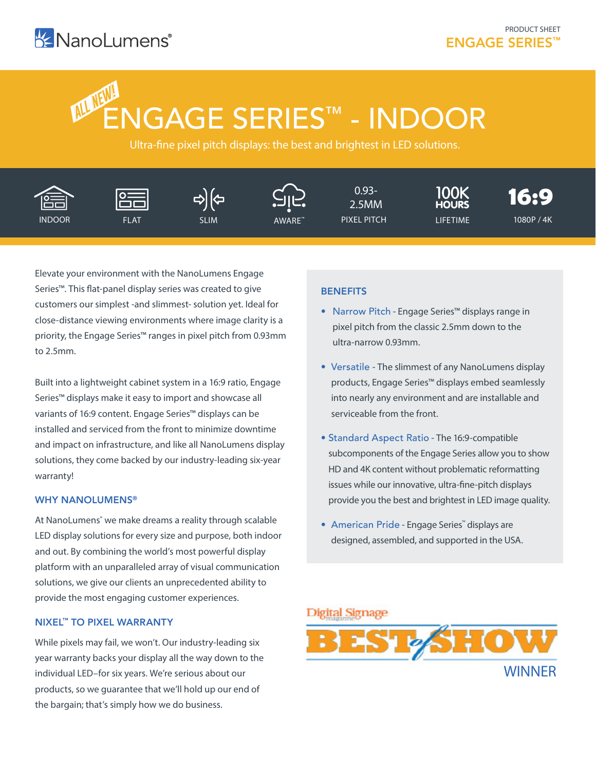NanoLumens®

PRODUCT SHEET

ENGAGE SERIES™

# ALL NEW! ENGAGE SERIES™ - INDOOR

Ultra-fine pixel pitch displays: the best and brightest in LED solutions.

INDOOR | FLAT | SLIM | AWARE™ | 0.93-2.5MM PIXEL PITCH | 100K HOURS LIFETIME | 16:9 1080P / 4K

Elevate your environment with the NanoLumens Engage Series™. This flat-panel display series was created to give customers our simplest -and slimmest- solution yet. Ideal for close-distance viewing environments where image clarity is a priority, the Engage Series™ ranges in pixel pitch from 0.93mm to 2.5mm.

Built into a lightweight cabinet system in a 16:9 ratio, Engage Series™ displays make it easy to import and showcase all variants of 16:9 content. Engage Series™ displays can be installed and serviced from the front to minimize downtime and impact on infrastructure, and like all NanoLumens display solutions, they come backed by our industry-leading six-year warranty!

## WHY NANOLUMENS®

At NanoLumens® we make dreams a reality through scalable LED display solutions for every size and purpose, both indoor and out. By combining the world's most powerful display platform with an unparalleled array of visual communication solutions, we give our clients an unprecedented ability to provide the most engaging customer experiences.

## NIXEL™ TO PIXEL WARRANTY

While pixels may fail, we won't. Our industry-leading six year warranty backs your display all the way down to the individual LED–for six years. We're serious about our products, so we guarantee that we'll hold up our end of the bargain; that's simply how we do business.

## BENEFITS

- Narrow Pitch - Engage Series™ displays range in pixel pitch from the classic 2.5mm down to the ultra-narrow 0.93mm.
- Versatile - The slimmest of any NanoLumens display products, Engage Series™ displays embed seamlessly into nearly any environment and are installable and serviceable from the front.
- Standard Aspect Ratio - The 16:9-compatible subcomponents of the Engage Series allow you to show HD and 4K content without problematic reformatting issues while our innovative, ultra-fine-pitch displays provide you the best and brightest in LED image quality.
- American Pride - Engage Series™ displays are designed, assembled, and supported in the USA.

Digital Signage magazine BEST of SHOW WINNER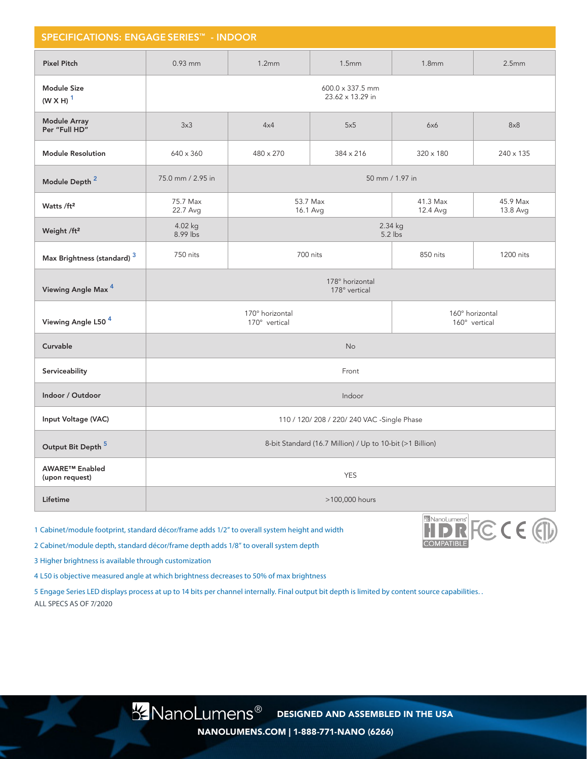## SPECIFICATIONS: ENGAGE SERIES™ - INDOOR

| Pixel Pitch | 0.93 mm | 1.2mm | 1.5mm | 1.8mm | 2.5mm |
|---|---|---|---|---|---|
| Module Size (W X H) [1] | 600.0 x 337.5 mm 23.62 x 13.29 in | | | | |
| Module Array Per "Full HD" | 3x3 | 4x4 | 5x5 | 6x6 | 8x8 |
| Module Resolution | 640 x 360 | 480 x 270 | 384 x 216 | 320 x 180 | 240 x 135 |
| Module Depth [2] | 75.0 mm / 2.95 in | 50 mm / 1.97 in | | | |
| Watts /ft² | 75.7 Max 22.7 Avg | 53.7 Max 16.1 Avg | | 41.3 Max 12.4 Avg | 45.9 Max 13.8 Avg |
| Weight /ft² | 4.02 kg 8.99 lbs | 2.34 kg 5.2 lbs | | | |
| Max Brightness (standard) [3] | 750 nits | 700 nits | | 850 nits | 1200 nits |
| Viewing Angle Max [4] | 178° horizontal 178° vertical | | | | |
| Viewing Angle L50 [4] | 170° horizontal 170° vertical | | | 160° horizontal 160° vertical | |
| Curvable | No | | | | |
| Serviceability | Front | | | | |
| Indoor / Outdoor | Indoor | | | | |
| Input Voltage (VAC) | 110 / 120/ 208 / 220/ 240 VAC -Single Phase | | | | |
| Output Bit Depth [5] | 8-bit Standard (16.7 Million) / Up to 10-bit (>1 Billion) | | | | |
| AWARE™ Enabled (upon request) | YES | | | | |
| Lifetime | >100,000 hours | | | | |

1 Cabinet/module footprint, standard décor/frame adds 1/2" to overall system height and width

2 Cabinet/module depth, standard décor/frame depth adds 1/8" to overall system depth

3 Higher brightness is available through customization

4 L50 is objective measured angle at which brightness decreases to 50% of max brightness

5 Engage Series LED displays process at up to 14 bits per channel internally. Final output bit depth is limited by content source capabilities. .

ALL SPECS AS OF 7/2020

NanoLumens HDR COMPATIBLE

NanoLumens® DESIGNED AND ASSEMBLED IN THE USA

NANOLUMENS.COM | 1-888-771-NANO (6266)